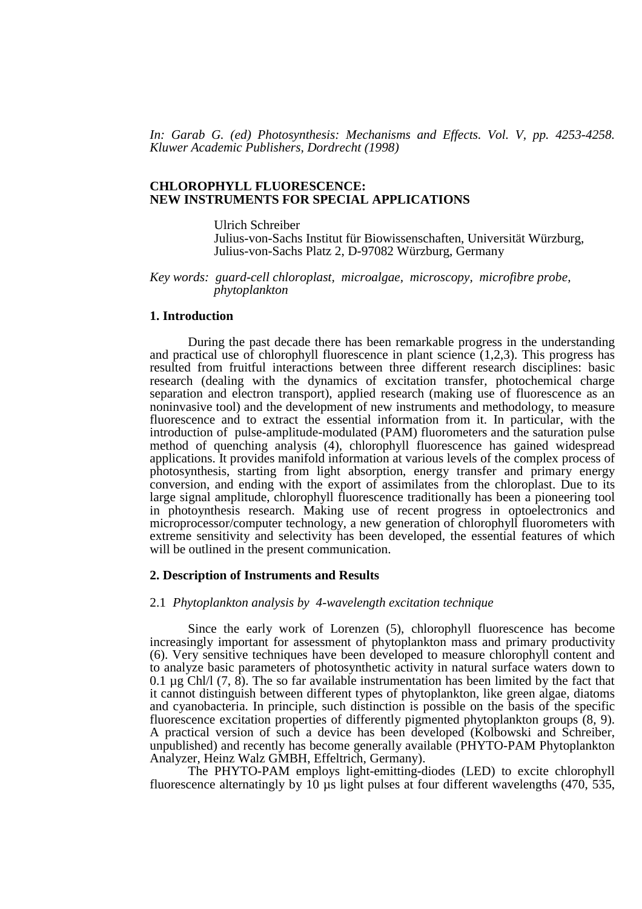*In: Garab G. (ed) Photosynthesis: Mechanisms and Effects. Vol. V, pp. 4253-4258. Kluwer Academic Publishers, Dordrecht (1998)*

# CHLOROPHYLL FLUORESCENCE: NEW INSTRUMENTS FOR SPECIAL APPLICATIONS

Ulrich Schreiber
Julius-von-Sachs Institut für Biowissenschaften, Universität Würzburg,
Julius-von-Sachs Platz 2, D-97082 Würzburg, Germany

*Key words: guard-cell chloroplast, microalgae, microscopy, microfibre probe, phytoplankton*

## 1. Introduction

During the past decade there has been remarkable progress in the understanding and practical use of chlorophyll fluorescence in plant science (1,2,3). This progress has resulted from fruitful interactions between three different research disciplines: basic research (dealing with the dynamics of excitation transfer, photochemical charge separation and electron transport), applied research (making use of fluorescence as an noninvasive tool) and the development of new instruments and methodology, to measure fluorescence and to extract the essential information from it. In particular, with the introduction of pulse-amplitude-modulated (PAM) fluorometers and the saturation pulse method of quenching analysis (4), chlorophyll fluorescence has gained widespread applications. It provides manifold information at various levels of the complex process of photosynthesis, starting from light absorption, energy transfer and primary energy conversion, and ending with the export of assimilates from the chloroplast. Due to its large signal amplitude, chlorophyll fluorescence traditionally has been a pioneering tool in photoynthesis research. Making use of recent progress in optoelectronics and microprocessor/computer technology, a new generation of chlorophyll fluorometers with extreme sensitivity and selectivity has been developed, the essential features of which will be outlined in the present communication.

## 2. Description of Instruments and Results

### 2.1 *Phytoplankton analysis by 4-wavelength excitation technique*

Since the early work of Lorenzen (5), chlorophyll fluorescence has become increasingly important for assessment of phytoplankton mass and primary productivity (6). Very sensitive techniques have been developed to measure chlorophyll content and to analyze basic parameters of photosynthetic activity in natural surface waters down to 0.1 µg Chl/l (7, 8). The so far available instrumentation has been limited by the fact that it cannot distinguish between different types of phytoplankton, like green algae, diatoms and cyanobacteria. In principle, such distinction is possible on the basis of the specific fluorescence excitation properties of differently pigmented phytoplankton groups (8, 9). A practical version of such a device has been developed (Kolbowski and Schreiber, unpublished) and recently has become generally available (PHYTO-PAM Phytoplankton Analyzer, Heinz Walz GMBH, Effeltrich, Germany).

The PHYTO-PAM employs light-emitting-diodes (LED) to excite chlorophyll fluorescence alternatingly by 10 µs light pulses at four different wavelengths (470, 535,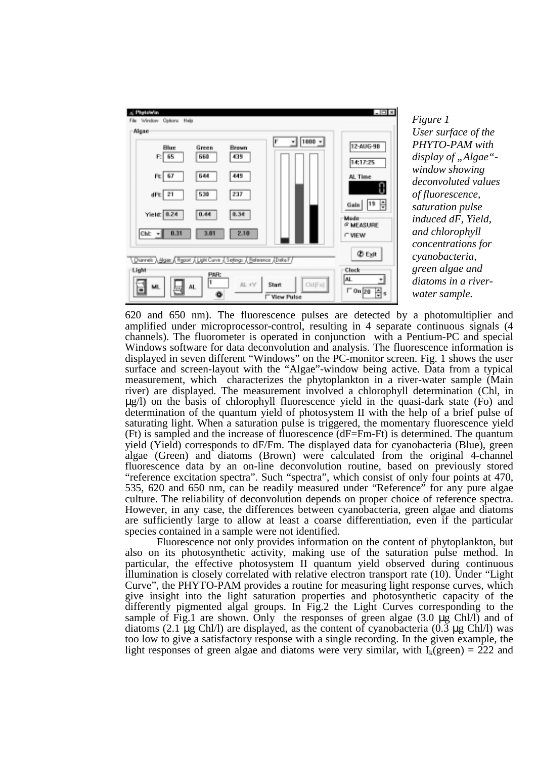*Figure 1*
*User surface of the PHYTO-PAM with display of „Algae“-window showing deconvoluted values of fluorescence, saturation pulse induced dF, Yield, and chlorophyll concentrations for cyanobacteria, green algae and diatoms in a river-water sample.*

620 and 650 nm). The fluorescence pulses are detected by a photomultiplier and amplified under microprocessor-control, resulting in 4 separate continuous signals (4 channels). The fluorometer is operated in conjunction with a Pentium-PC and special Windows software for data deconvolution and analysis. The fluorescence information is displayed in seven different "Windows" on the PC-monitor screen. Fig. 1 shows the user surface and screen-layout with the "Algae"-window being active. Data from a typical measurement, which characterizes the phytoplankton in a river-water sample (Main river) are displayed. The measurement involved a chlorophyll determination (Chl, in µg/l) on the basis of chlorophyll fluorescence yield in the quasi-dark state (Fo) and determination of the quantum yield of photosystem II with the help of a brief pulse of saturating light. When a saturation pulse is triggered, the momentary fluorescence yield (Ft) is sampled and the increase of fluorescence (dF=Fm-Ft) is determined. The quantum yield (Yield) corresponds to dF/Fm. The displayed data for cyanobacteria (Blue), green algae (Green) and diatoms (Brown) were calculated from the original 4-channel fluorescence data by an on-line deconvolution routine, based on previously stored "reference excitation spectra". Such "spectra", which consist of only four points at 470, 535, 620 and 650 nm, can be readily measured under "Reference" for any pure algae culture. The reliability of deconvolution depends on proper choice of reference spectra. However, in any case, the differences between cyanobacteria, green algae and diatoms are sufficiently large to allow at least a coarse differentiation, even if the particular species contained in a sample were not identified.

Fluorescence not only provides information on the content of phytoplankton, but also on its photosynthetic activity, making use of the saturation pulse method. In particular, the effective photosystem II quantum yield observed during continuous illumination is closely correlated with relative electron transport rate (10). Under "Light Curve", the PHYTO-PAM provides a routine for measuring light response curves, which give insight into the light saturation properties and photosynthetic capacity of the differently pigmented algal groups. In Fig.2 the Light Curves corresponding to the sample of Fig.1 are shown. Only the responses of green algae (3.0 µg Chl/l) and of diatoms (2.1 µg Chl/l) are displayed, as the content of cyanobacteria (0.3 µg Chl/l) was too low to give a satisfactory response with a single recording. In the given example, the light responses of green algae and diatoms were very similar, with $I_k$(green) = 222 and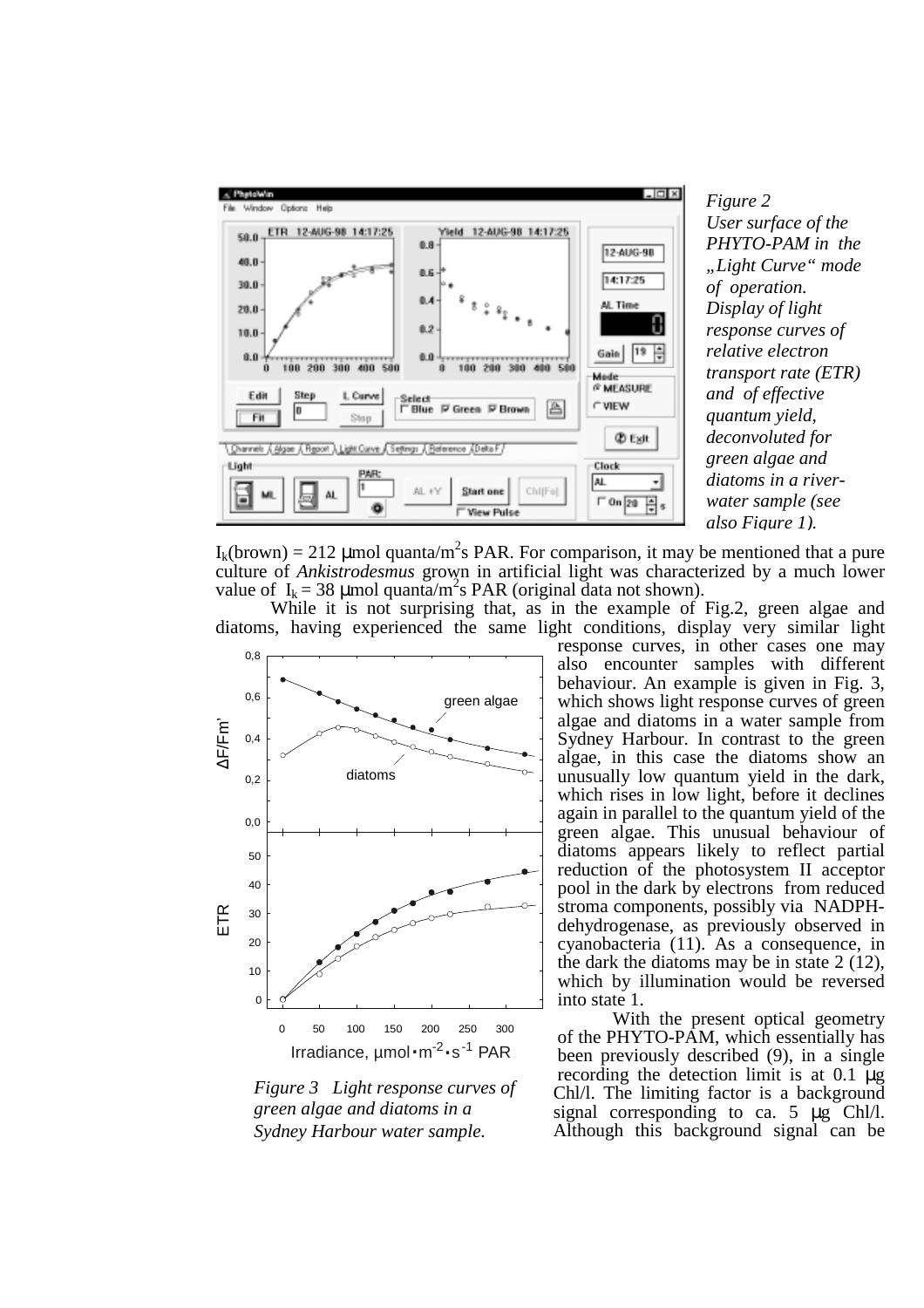*Figure 2*
*User surface of the PHYTO-PAM in the „Light Curve" mode of operation. Display of light response curves of relative electron transport rate (ETR) and of effective quantum yield, deconvoluted for green algae and diatoms in a river-water sample (see also Figure 1).*

$I_k$(brown) = 212 µmol quanta/m$^2$s PAR. For comparison, it may be mentioned that a pure culture of *Ankistrodesmus* grown in artificial light was characterized by a much lower value of $I_k$ = 38 µmol quanta/m$^2$s PAR (original data not shown).

While it is not surprising that, as in the example of Fig.2, green algae and diatoms, having experienced the same light conditions, display very similar light response curves, in other cases one may also encounter samples with different behaviour. An example is given in Fig. 3, which shows light response curves of green algae and diatoms in a water sample from Sydney Harbour. In contrast to the green algae, in this case the diatoms show an unusually low quantum yield in the dark, which rises in low light, before it declines again in parallel to the quantum yield of the green algae. This unusual behaviour of diatoms appears likely to reflect partial reduction of the photosystem II acceptor pool in the dark by electrons from reduced stroma components, possibly via NADPH-dehydrogenase, as previously observed in cyanobacteria (11). As a consequence, in the dark the diatoms may be in state 2 (12), which by illumination would be reversed into state 1.

*Figure 3 Light response curves of green algae and diatoms in a Sydney Harbour water sample.*

With the present optical geometry of the PHYTO-PAM, which essentially has been previously described (9), in a single recording the detection limit is at 0.1 µg Chl/l. The limiting factor is a background signal corresponding to ca. 5 µg Chl/l. Although this background signal can be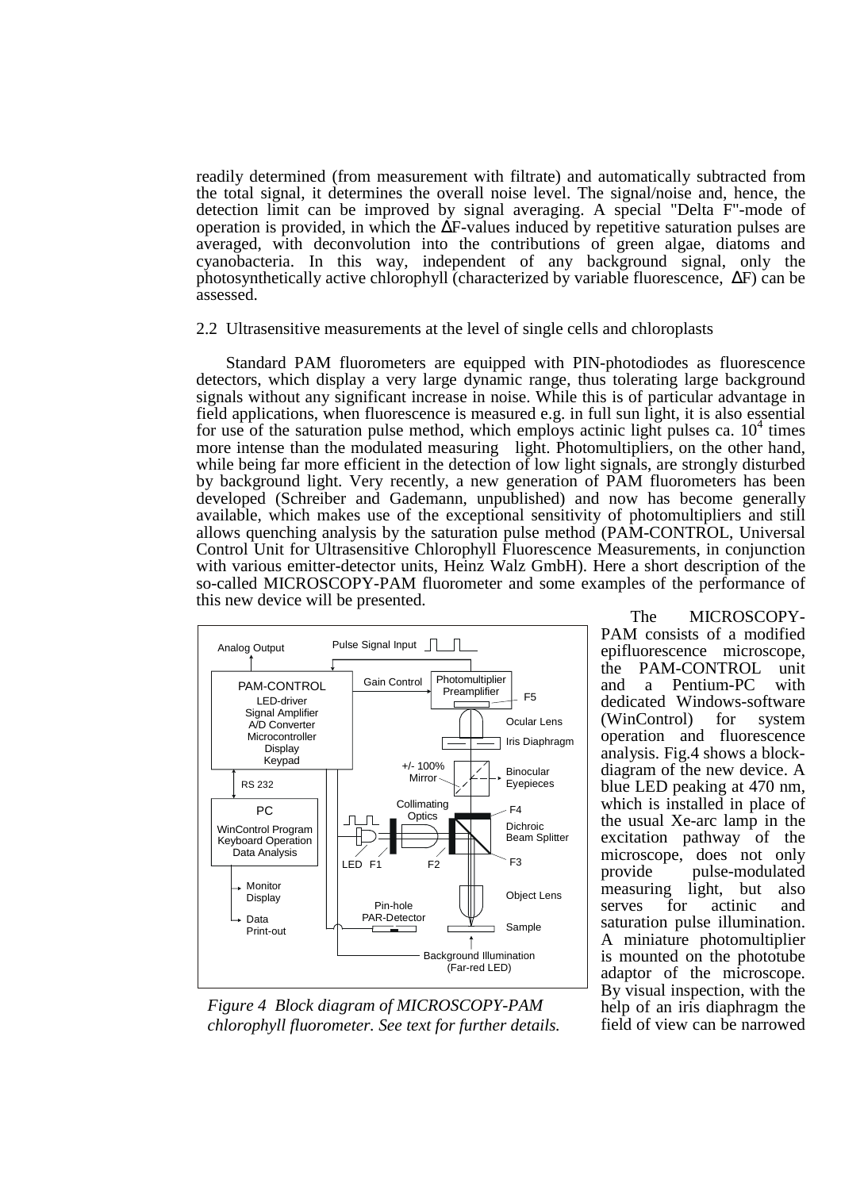readily determined (from measurement with filtrate) and automatically subtracted from the total signal, it determines the overall noise level. The signal/noise and, hence, the detection limit can be improved by signal averaging. A special "Delta F"-mode of operation is provided, in which the ΔF-values induced by repetitive saturation pulses are averaged, with deconvolution into the contributions of green algae, diatoms and cyanobacteria. In this way, independent of any background signal, only the photosynthetically active chlorophyll (characterized by variable fluorescence, ΔF) can be assessed.

2.2 Ultrasensitive measurements at the level of single cells and chloroplasts

Standard PAM fluorometers are equipped with PIN-photodiodes as fluorescence detectors, which display a very large dynamic range, thus tolerating large background signals without any significant increase in noise. While this is of particular advantage in field applications, when fluorescence is measured e.g. in full sun light, it is also essential for use of the saturation pulse method, which employs actinic light pulses ca. $10^4$ times more intense than the modulated measuring light. Photomultipliers, on the other hand, while being far more efficient in the detection of low light signals, are strongly disturbed by background light. Very recently, a new generation of PAM fluorometers has been developed (Schreiber and Gademann, unpublished) and now has become generally available, which makes use of the exceptional sensitivity of photomultipliers and still allows quenching analysis by the saturation pulse method (PAM-CONTROL, Universal Control Unit for Ultrasensitive Chlorophyll Fluorescence Measurements, in conjunction with various emitter-detector units, Heinz Walz GmbH). Here a short description of the so-called MICROSCOPY-PAM fluorometer and some examples of the performance of this new device will be presented.

*Figure 4 Block diagram of MICROSCOPY-PAM chlorophyll fluorometer. See text for further details.*

The MICROSCOPY-PAM consists of a modified epifluorescence microscope, the PAM-CONTROL unit and a Pentium-PC with dedicated Windows-software (WinControl) for system operation and fluorescence analysis. Fig.4 shows a block-diagram of the new device. A blue LED peaking at 470 nm, which is installed in place of the usual Xe-arc lamp in the excitation pathway of the microscope, does not only provide pulse-modulated measuring light, but also serves for actinic and saturation pulse illumination. A miniature photomultiplier is mounted on the phototube adaptor of the microscope. By visual inspection, with the help of an iris diaphragm the field of view can be narrowed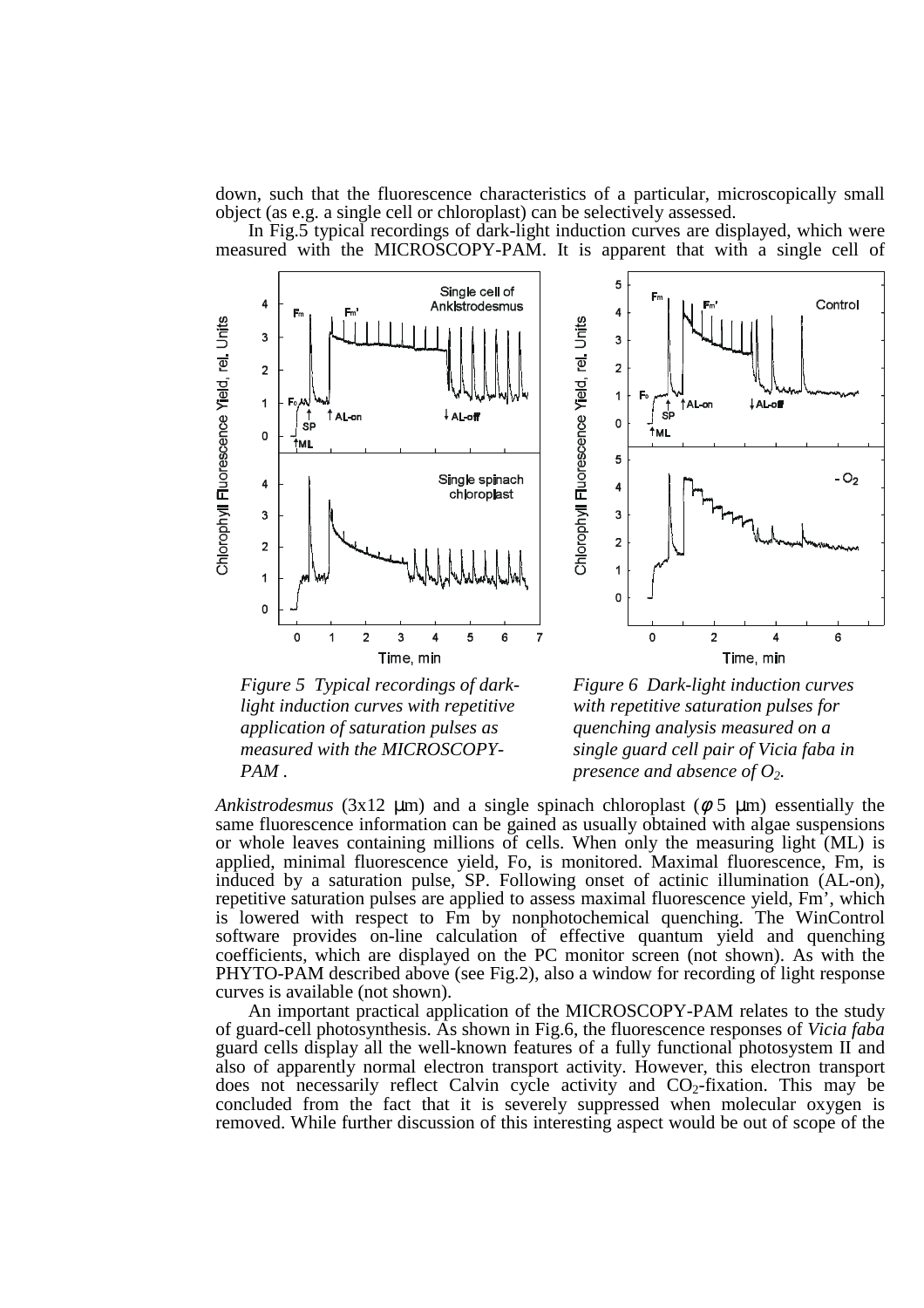down, such that the fluorescence characteristics of a particular, microscopically small object (as e.g. a single cell or chloroplast) can be selectively assessed.

In Fig.5 typical recordings of dark-light induction curves are displayed, which were measured with the MICROSCOPY-PAM. It is apparent that with a single cell of

*Figure 5 Typical recordings of dark-light induction curves with repetitive application of saturation pulses as measured with the MICROSCOPY-PAM .*

*Figure 6 Dark-light induction curves with repetitive saturation pulses for quenching analysis measured on a single guard cell pair of Vicia faba in presence and absence of $O_2$.*

*Ankistrodesmus* (3x12 µm) and a single spinach chloroplast (ϕ 5 µm) essentially the same fluorescence information can be gained as usually obtained with algae suspensions or whole leaves containing millions of cells. When only the measuring light (ML) is applied, minimal fluorescence yield, Fo, is monitored. Maximal fluorescence, Fm, is induced by a saturation pulse, SP. Following onset of actinic illumination (AL-on), repetitive saturation pulses are applied to assess maximal fluorescence yield, Fm', which is lowered with respect to Fm by nonphotochemical quenching. The WinControl software provides on-line calculation of effective quantum yield and quenching coefficients, which are displayed on the PC monitor screen (not shown). As with the PHYTO-PAM described above (see Fig.2), also a window for recording of light response curves is available (not shown).

An important practical application of the MICROSCOPY-PAM relates to the study of guard-cell photosynthesis. As shown in Fig.6, the fluorescence responses of *Vicia faba* guard cells display all the well-known features of a fully functional photosystem II and also of apparently normal electron transport activity. However, this electron transport does not necessarily reflect Calvin cycle activity and $CO_2$-fixation. This may be concluded from the fact that it is severely suppressed when molecular oxygen is removed. While further discussion of this interesting aspect would be out of scope of the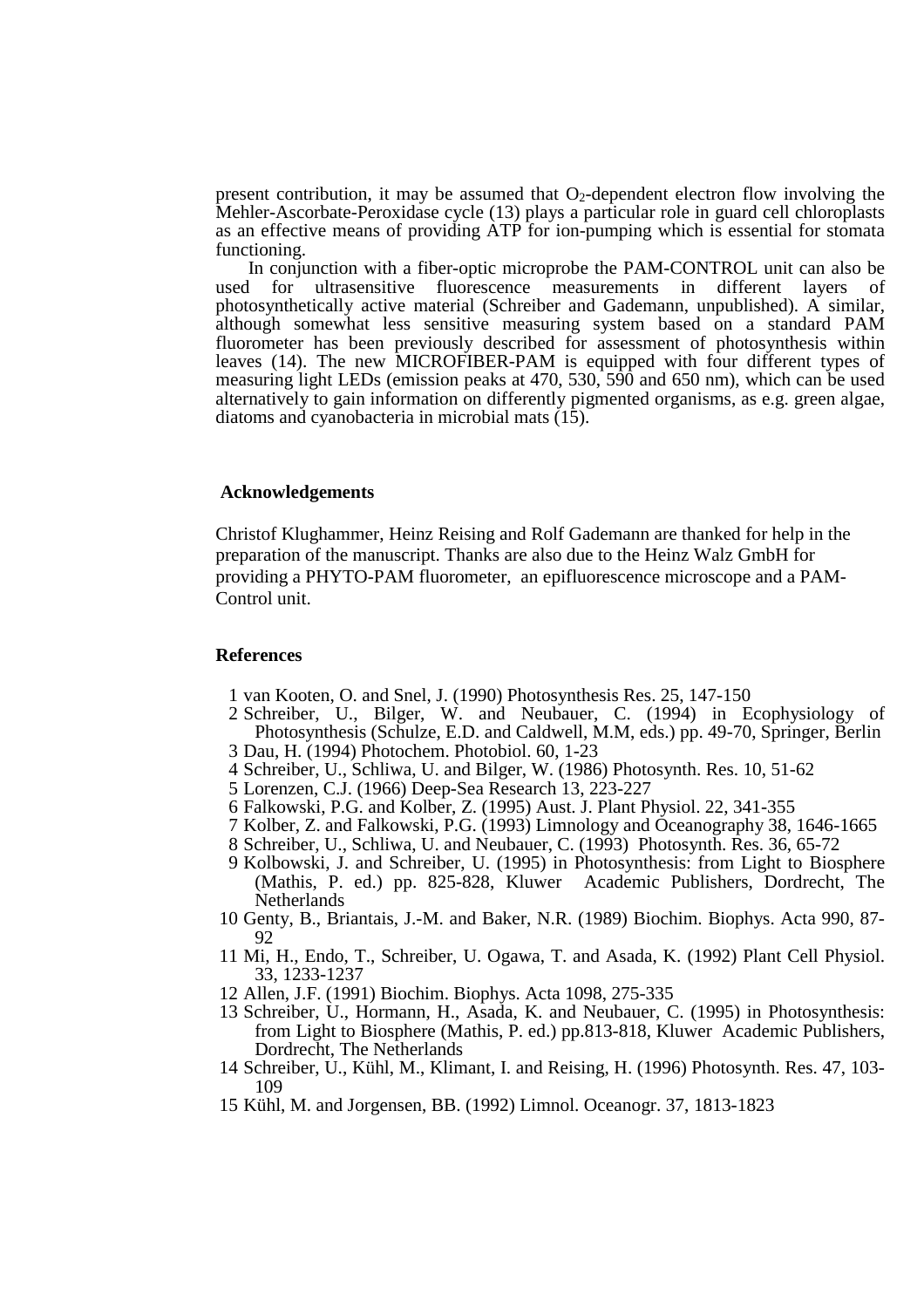present contribution, it may be assumed that $O_2$-dependent electron flow involving the Mehler-Ascorbate-Peroxidase cycle (13) plays a particular role in guard cell chloroplasts as an effective means of providing ATP for ion-pumping which is essential for stomata functioning.

In conjunction with a fiber-optic microprobe the PAM-CONTROL unit can also be used for ultrasensitive fluorescence measurements in different layers of photosynthetically active material (Schreiber and Gademann, unpublished). A similar, although somewhat less sensitive measuring system based on a standard PAM fluorometer has been previously described for assessment of photosynthesis within leaves (14). The new MICROFIBER-PAM is equipped with four different types of measuring light LEDs (emission peaks at 470, 530, 590 and 650 nm), which can be used alternatively to gain information on differently pigmented organisms, as e.g. green algae, diatoms and cyanobacteria in microbial mats (15).

## Acknowledgements

Christof Klughammer, Heinz Reising and Rolf Gademann are thanked for help in the preparation of the manuscript. Thanks are also due to the Heinz Walz GmbH for providing a PHYTO-PAM fluorometer, an epifluorescence microscope and a PAM-Control unit.

## References

1 van Kooten, O. and Snel, J. (1990) Photosynthesis Res. 25, 147-150
2 Schreiber, U., Bilger, W. and Neubauer, C. (1994) in Ecophysiology of Photosynthesis (Schulze, E.D. and Caldwell, M.M, eds.) pp. 49-70, Springer, Berlin
3 Dau, H. (1994) Photochem. Photobiol. 60, 1-23
4 Schreiber, U., Schliwa, U. and Bilger, W. (1986) Photosynth. Res. 10, 51-62
5 Lorenzen, C.J. (1966) Deep-Sea Research 13, 223-227
6 Falkowski, P.G. and Kolber, Z. (1995) Aust. J. Plant Physiol. 22, 341-355
7 Kolber, Z. and Falkowski, P.G. (1993) Limnology and Oceanography 38, 1646-1665
8 Schreiber, U., Schliwa, U. and Neubauer, C. (1993) Photosynth. Res. 36, 65-72
9 Kolbowski, J. and Schreiber, U. (1995) in Photosynthesis: from Light to Biosphere (Mathis, P. ed.) pp. 825-828, Kluwer Academic Publishers, Dordrecht, The Netherlands
10 Genty, B., Briantais, J.-M. and Baker, N.R. (1989) Biochim. Biophys. Acta 990, 87-92
11 Mi, H., Endo, T., Schreiber, U. Ogawa, T. and Asada, K. (1992) Plant Cell Physiol. 33, 1233-1237
12 Allen, J.F. (1991) Biochim. Biophys. Acta 1098, 275-335
13 Schreiber, U., Hormann, H., Asada, K. and Neubauer, C. (1995) in Photosynthesis: from Light to Biosphere (Mathis, P. ed.) pp.813-818, Kluwer Academic Publishers, Dordrecht, The Netherlands
14 Schreiber, U., Kühl, M., Klimant, I. and Reising, H. (1996) Photosynth. Res. 47, 103-109
15 Kühl, M. and Jorgensen, BB. (1992) Limnol. Oceanogr. 37, 1813-1823